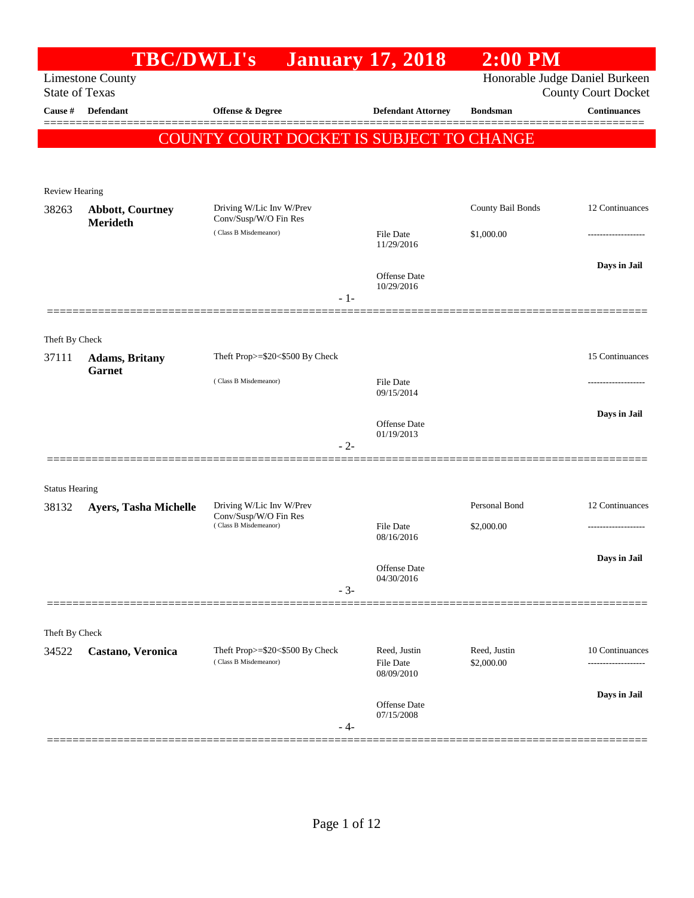# TBC/DWLI's January 17, 2018 2:00 PM

Limestone County
State of Texas

Honorable Judge Daniel Burkeen
County Court Docket

| Cause # | Defendant | Offense & Degree | Defendant Attorney | Bondsman | Continuances |
|---|---|---|---|---|---|

**COUNTY COURT DOCKET IS SUBJECT TO CHANGE**

Review Hearing

| Cause # | Defendant | Offense & Degree | Defendant Attorney | Bondsman | Continuances |
|---|---|---|---|---|---|
| 38263 | **Abbott, Courtney Merideth** | Driving W/Lic Inv W/Prev Conv/Susp/W/O Fin Res (Class B Misdemeanor) | File Date 11/29/2016; Offense Date 10/29/2016 | County Bail Bonds $1,000.00 | 12 Continuances ------------------- **Days in Jail** |

- 1-

Theft By Check

| Cause # | Defendant | Offense & Degree | Defendant Attorney | Bondsman | Continuances |
|---|---|---|---|---|---|
| 37111 | **Adams, Britany Garnet** | Theft Prop>=$20<$500 By Check (Class B Misdemeanor) | File Date 09/15/2014; Offense Date 01/19/2013 | | 15 Continuances ------------------- **Days in Jail** |

- 2-

Status Hearing

| Cause # | Defendant | Offense & Degree | Defendant Attorney | Bondsman | Continuances |
|---|---|---|---|---|---|
| 38132 | **Ayers, Tasha Michelle** | Driving W/Lic Inv W/Prev Conv/Susp/W/O Fin Res (Class B Misdemeanor) | File Date 08/16/2016; Offense Date 04/30/2016 | Personal Bond $2,000.00 | 12 Continuances ------------------- **Days in Jail** |

- 3-

Theft By Check

| Cause # | Defendant | Offense & Degree | Defendant Attorney | Bondsman | Continuances |
|---|---|---|---|---|---|
| 34522 | **Castano, Veronica** | Theft Prop>=$20<$500 By Check (Class B Misdemeanor) | Reed, Justin; File Date 08/09/2010; Offense Date 07/15/2008 | Reed, Justin $2,000.00 | 10 Continuances ------------------- **Days in Jail** |

- 4-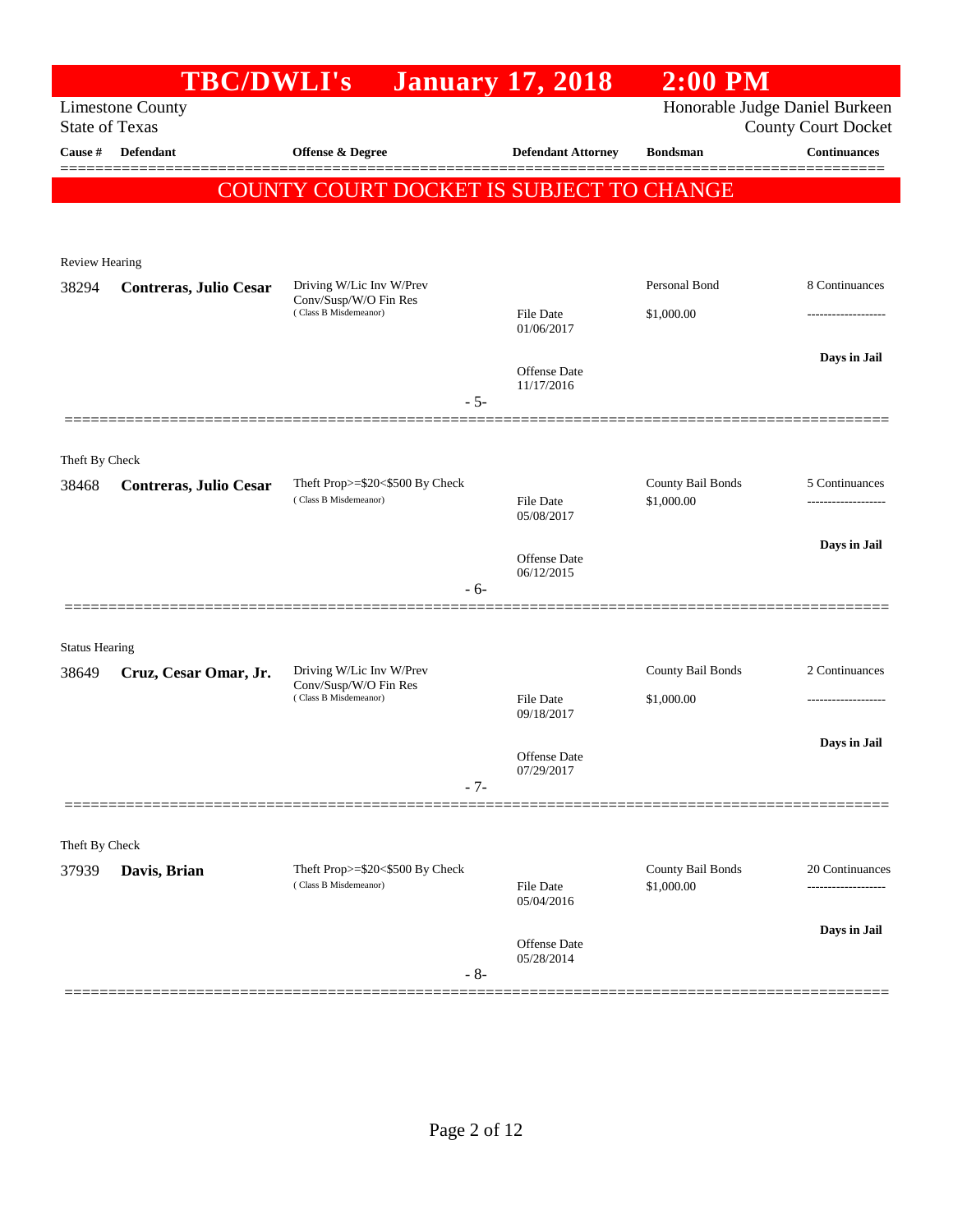# TBC/DWLI's January 17, 2018 2:00 PM

Limestone County
State of Texas

Honorable Judge Daniel Burkeen
County Court Docket

**COUNTY COURT DOCKET IS SUBJECT TO CHANGE**

| Cause # | Defendant | Offense & Degree | Defendant Attorney | Bondsman | Continuances |
|---|---|---|---|---|---|
| **Review Hearing** | | | | | |
| 38294 | **Contreras, Julio Cesar** | Driving W/Lic Inv W/Prev Conv/Susp/W/O Fin Res (Class B Misdemeanor) | File Date 01/06/2017; Offense Date 11/17/2016 | Personal Bond $1,000.00 | 8 Continuances; Days in Jail |
| | | - 5- | | | |
| **Theft By Check** | | | | | |
| 38468 | **Contreras, Julio Cesar** | Theft Prop>=$20<$500 By Check (Class B Misdemeanor) | File Date 05/08/2017; Offense Date 06/12/2015 | County Bail Bonds $1,000.00 | 5 Continuances; Days in Jail |
| | | - 6- | | | |
| **Status Hearing** | | | | | |
| 38649 | **Cruz, Cesar Omar, Jr.** | Driving W/Lic Inv W/Prev Conv/Susp/W/O Fin Res (Class B Misdemeanor) | File Date 09/18/2017; Offense Date 07/29/2017 | County Bail Bonds $1,000.00 | 2 Continuances; Days in Jail |
| | | - 7- | | | |
| **Theft By Check** | | | | | |
| 37939 | **Davis, Brian** | Theft Prop>=$20<$500 By Check (Class B Misdemeanor) | File Date 05/04/2016; Offense Date 05/28/2014 | County Bail Bonds $1,000.00 | 20 Continuances; Days in Jail |
| | | - 8- | | | |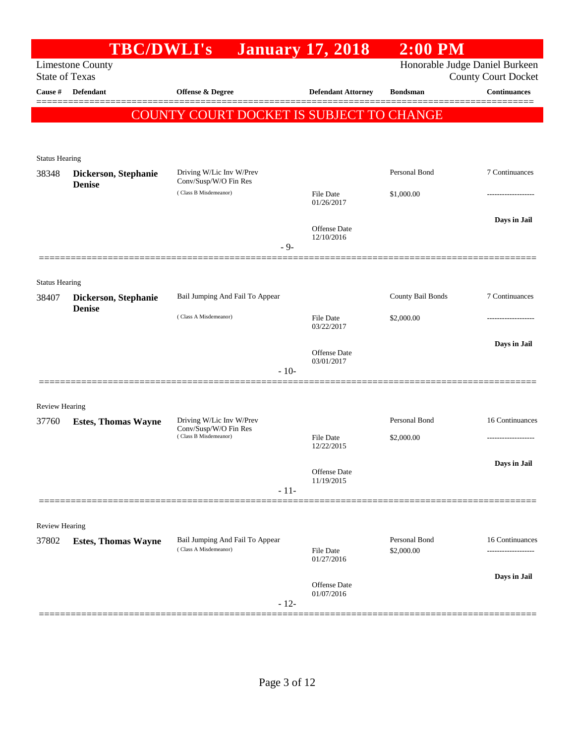# TBC/DWLI's January 17, 2018 2:00 PM

Limestone County
State of Texas

Honorable Judge Daniel Burkeen
County Court Docket

| Cause # | Defendant | Offense & Degree | Defendant Attorney | Bondsman | Continuances |
|---|---|---|---|---|---|

**COUNTY COURT DOCKET IS SUBJECT TO CHANGE**

Status Hearing

| Cause # | Defendant | Offense & Degree | Defendant Attorney | Bondsman | Continuances |
|---|---|---|---|---|---|
| 38348 | **Dickerson, Stephanie Denise** | Driving W/Lic Inv W/Prev Conv/Susp/W/O Fin Res (Class B Misdemeanor) | File Date 01/26/2017 | Personal Bond $1,000.00 | 7 Continuances |
| | | | Offense Date 12/10/2016 | | Days in Jail |

- 9-

Status Hearing

| Cause # | Defendant | Offense & Degree | Defendant Attorney | Bondsman | Continuances |
|---|---|---|---|---|---|
| 38407 | **Dickerson, Stephanie Denise** | Bail Jumping And Fail To Appear (Class A Misdemeanor) | File Date 03/22/2017 | County Bail Bonds $2,000.00 | 7 Continuances |
| | | | Offense Date 03/01/2017 | | Days in Jail |

- 10-

Review Hearing

| Cause # | Defendant | Offense & Degree | Defendant Attorney | Bondsman | Continuances |
|---|---|---|---|---|---|
| 37760 | **Estes, Thomas Wayne** | Driving W/Lic Inv W/Prev Conv/Susp/W/O Fin Res (Class B Misdemeanor) | File Date 12/22/2015 | Personal Bond $2,000.00 | 16 Continuances |
| | | | Offense Date 11/19/2015 | | Days in Jail |

- 11-

Review Hearing

| Cause # | Defendant | Offense & Degree | Defendant Attorney | Bondsman | Continuances |
|---|---|---|---|---|---|
| 37802 | **Estes, Thomas Wayne** | Bail Jumping And Fail To Appear (Class A Misdemeanor) | File Date 01/27/2016 | Personal Bond $2,000.00 | 16 Continuances |
| | | | Offense Date 01/07/2016 | | Days in Jail |

- 12-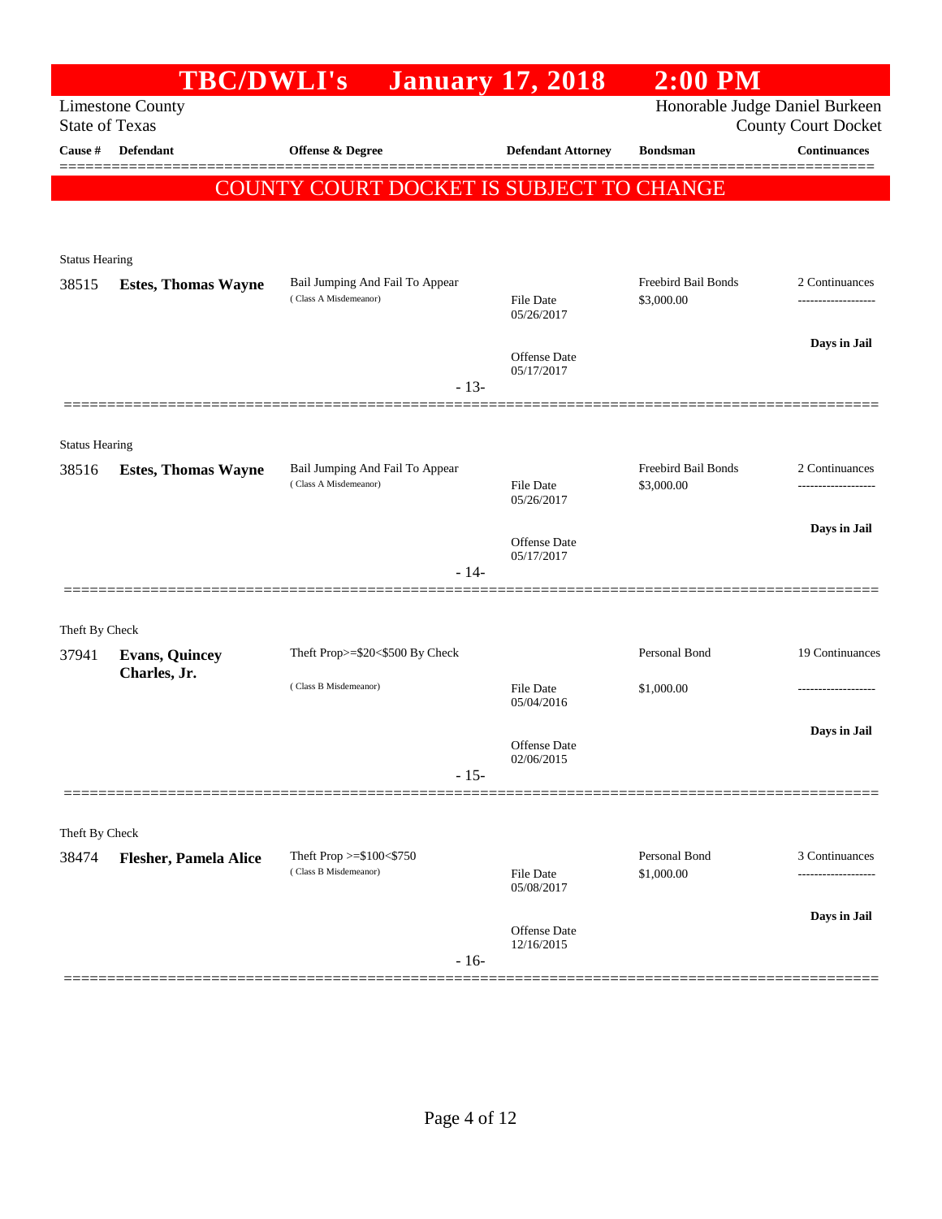# TBC/DWLI's January 17, 2018 2:00 PM

Limestone County
State of Texas

Honorable Judge Daniel Burkeen
County Court Docket

| Cause # | Defendant | Offense & Degree | Defendant Attorney | Bondsman | Continuances |
|---|---|---|---|---|---|

**COUNTY COURT DOCKET IS SUBJECT TO CHANGE**

---

Status Hearing

| Cause # | Defendant | Offense & Degree | Defendant Attorney | Bondsman | Continuances |
|---|---|---|---|---|---|
| 38515 | **Estes, Thomas Wayne** | Bail Jumping And Fail To Appear (Class A Misdemeanor) | File Date 05/26/2017<br>Offense Date 05/17/2017 | Freebird Bail Bonds<br>$3,000.00 | 2 Continuances<br>-------------------<br>**Days in Jail** |

- 13-

---

Status Hearing

| Cause # | Defendant | Offense & Degree | Defendant Attorney | Bondsman | Continuances |
|---|---|---|---|---|---|
| 38516 | **Estes, Thomas Wayne** | Bail Jumping And Fail To Appear (Class A Misdemeanor) | File Date 05/26/2017<br>Offense Date 05/17/2017 | Freebird Bail Bonds<br>$3,000.00 | 2 Continuances<br>-------------------<br>**Days in Jail** |

- 14-

---

Theft By Check

| Cause # | Defendant | Offense & Degree | Defendant Attorney | Bondsman | Continuances |
|---|---|---|---|---|---|
| 37941 | **Evans, Quincey Charles, Jr.** | Theft Prop>=$20<$500 By Check (Class B Misdemeanor) | File Date 05/04/2016<br>Offense Date 02/06/2015 | Personal Bond<br>$1,000.00 | 19 Continuances<br>-------------------<br>**Days in Jail** |

- 15-

---

Theft By Check

| Cause # | Defendant | Offense & Degree | Defendant Attorney | Bondsman | Continuances |
|---|---|---|---|---|---|
| 38474 | **Flesher, Pamela Alice** | Theft Prop >=$100<$750 (Class B Misdemeanor) | File Date 05/08/2017<br>Offense Date 12/16/2015 | Personal Bond<br>$1,000.00 | 3 Continuances<br>-------------------<br>**Days in Jail** |

- 16-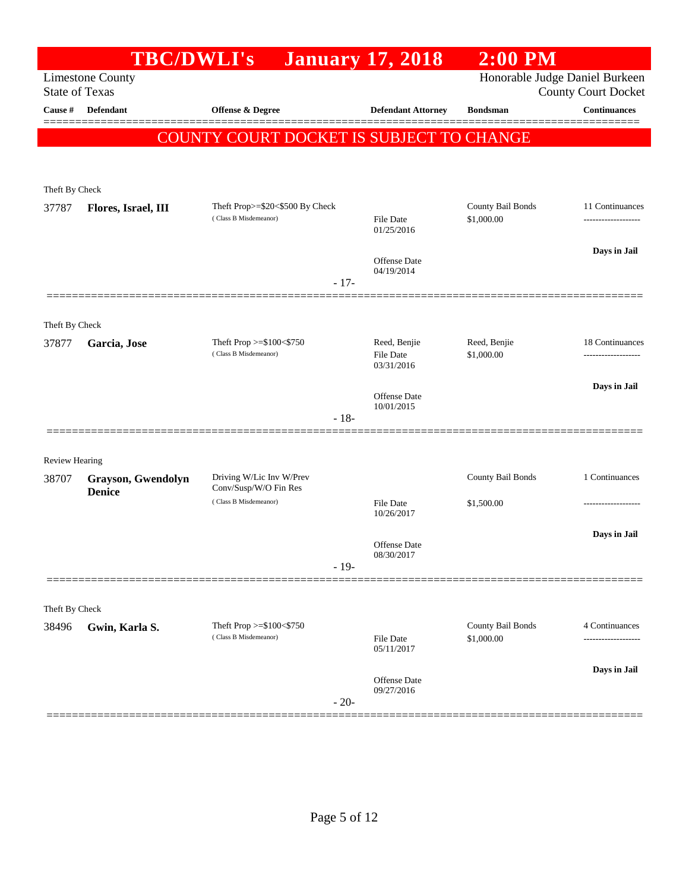# TBC/DWLI's January 17, 2018 2:00 PM

Limestone County
State of Texas

Honorable Judge Daniel Burkeen
County Court Docket

| Cause # | Defendant | Offense & Degree | Defendant Attorney | Bondsman | Continuances |
|---|---|---|---|---|---|

**COUNTY COURT DOCKET IS SUBJECT TO CHANGE**

Theft By Check

| Cause # | Defendant | Offense & Degree | Defendant Attorney | Bondsman | Continuances |
|---|---|---|---|---|---|
| 37787 | **Flores, Israel, III** | Theft Prop>=$20<$500 By Check (Class B Misdemeanor) | File Date 01/25/2016<br>Offense Date 04/19/2014 | County Bail Bonds<br>$1,000.00 | 11 Continuances<br>Days in Jail |

- 17-

Theft By Check

| Cause # | Defendant | Offense & Degree | Defendant Attorney | Bondsman | Continuances |
|---|---|---|---|---|---|
| 37877 | **Garcia, Jose** | Theft Prop >=$100<$750 (Class B Misdemeanor) | Reed, Benjie<br>File Date 03/31/2016<br>Offense Date 10/01/2015 | Reed, Benjie<br>$1,000.00 | 18 Continuances<br>Days in Jail |

- 18-

Review Hearing

| Cause # | Defendant | Offense & Degree | Defendant Attorney | Bondsman | Continuances |
|---|---|---|---|---|---|
| 38707 | **Grayson, Gwendolyn Denice** | Driving W/Lic Inv W/Prev Conv/Susp/W/O Fin Res (Class B Misdemeanor) | File Date 10/26/2017<br>Offense Date 08/30/2017 | County Bail Bonds<br>$1,500.00 | 1 Continuances<br>Days in Jail |

- 19-

Theft By Check

| Cause # | Defendant | Offense & Degree | Defendant Attorney | Bondsman | Continuances |
|---|---|---|---|---|---|
| 38496 | **Gwin, Karla S.** | Theft Prop >=$100<$750 (Class B Misdemeanor) | File Date 05/11/2017<br>Offense Date 09/27/2016 | County Bail Bonds<br>$1,000.00 | 4 Continuances<br>Days in Jail |

- 20-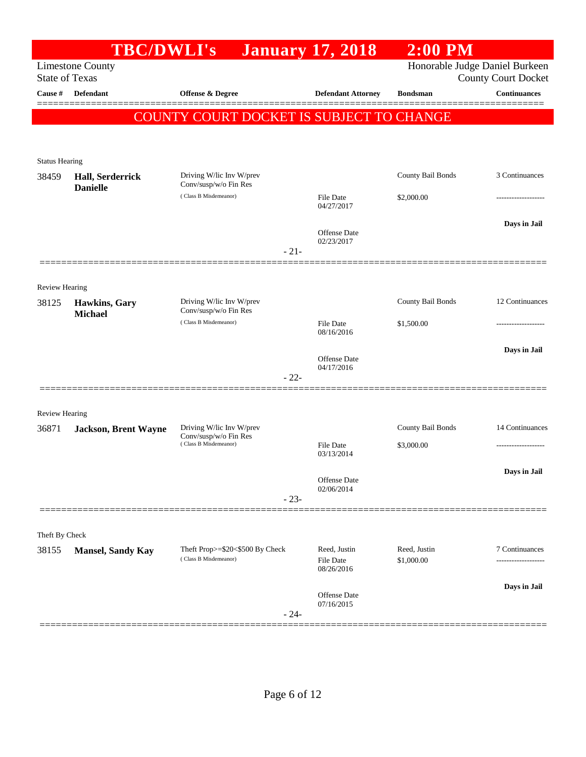# TBC/DWLI's January 17, 2018 2:00 PM

Limestone County
State of Texas

Honorable Judge Daniel Burkeen
County Court Docket

| Cause # | Defendant | Offense & Degree | Defendant Attorney | Bondsman | Continuances |
|---|---|---|---|---|---|

**COUNTY COURT DOCKET IS SUBJECT TO CHANGE**

Status Hearing

| Cause # | Defendant | Offense & Degree | Defendant Attorney | Bondsman | Continuances |
|---|---|---|---|---|---|
| 38459 | **Hall, Serderrick Danielle** | Driving W/lic Inv W/prev Conv/susp/w/o Fin Res (Class B Misdemeanor) | File Date 04/27/2017 Offense Date 02/23/2017 | County Bail Bonds $2,000.00 | 3 Continuances ------------------- **Days in Jail** |

- 21-

Review Hearing

| Cause # | Defendant | Offense & Degree | Defendant Attorney | Bondsman | Continuances |
|---|---|---|---|---|---|
| 38125 | **Hawkins, Gary Michael** | Driving W/lic Inv W/prev Conv/susp/w/o Fin Res (Class B Misdemeanor) | File Date 08/16/2016 Offense Date 04/17/2016 | County Bail Bonds $1,500.00 | 12 Continuances ------------------- **Days in Jail** |

- 22-

Review Hearing

| Cause # | Defendant | Offense & Degree | Defendant Attorney | Bondsman | Continuances |
|---|---|---|---|---|---|
| 36871 | **Jackson, Brent Wayne** | Driving W/lic Inv W/prev Conv/susp/w/o Fin Res (Class B Misdemeanor) | File Date 03/13/2014 Offense Date 02/06/2014 | County Bail Bonds $3,000.00 | 14 Continuances ------------------- **Days in Jail** |

- 23-

Theft By Check

| Cause # | Defendant | Offense & Degree | Defendant Attorney | Bondsman | Continuances |
|---|---|---|---|---|---|
| 38155 | **Mansel, Sandy Kay** | Theft Prop>=$20<$500 By Check (Class B Misdemeanor) | Reed, Justin File Date 08/26/2016 Offense Date 07/16/2015 | Reed, Justin $1,000.00 | 7 Continuances ------------------- **Days in Jail** |

- 24-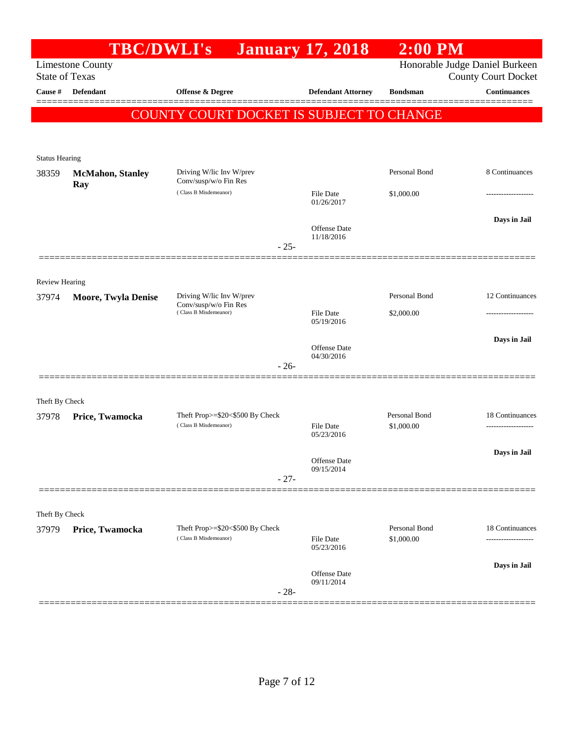# TBC/DWLI's January 17, 2018 2:00 PM

Limestone County
State of Texas

Honorable Judge Daniel Burkeen
County Court Docket

| Cause # | Defendant | Offense & Degree | Defendant Attorney | Bondsman | Continuances |
|---|---|---|---|---|---|

**COUNTY COURT DOCKET IS SUBJECT TO CHANGE**

Status Hearing

| Cause # | Defendant | Offense & Degree | Defendant Attorney | Bondsman | Continuances |
|---|---|---|---|---|---|
| 38359 | **McMahon, Stanley Ray** | Driving W/lic Inv W/prev Conv/susp/w/o Fin Res (Class B Misdemeanor) | File Date 01/26/2017 | Personal Bond $1,000.00 | 8 Continuances |
| | | | Offense Date 11/18/2016 | | Days in Jail |

-25-

Review Hearing

| Cause # | Defendant | Offense & Degree | Defendant Attorney | Bondsman | Continuances |
|---|---|---|---|---|---|
| 37974 | **Moore, Twyla Denise** | Driving W/lic Inv W/prev Conv/susp/w/o Fin Res (Class B Misdemeanor) | File Date 05/19/2016 | Personal Bond $2,000.00 | 12 Continuances |
| | | | Offense Date 04/30/2016 | | Days in Jail |

-26-

Theft By Check

| Cause # | Defendant | Offense & Degree | Defendant Attorney | Bondsman | Continuances |
|---|---|---|---|---|---|
| 37978 | **Price, Twamocka** | Theft Prop>=$20<$500 By Check (Class B Misdemeanor) | File Date 05/23/2016 | Personal Bond $1,000.00 | 18 Continuances |
| | | | Offense Date 09/15/2014 | | Days in Jail |

-27-

Theft By Check

| Cause # | Defendant | Offense & Degree | Defendant Attorney | Bondsman | Continuances |
|---|---|---|---|---|---|
| 37979 | **Price, Twamocka** | Theft Prop>=$20<$500 By Check (Class B Misdemeanor) | File Date 05/23/2016 | Personal Bond $1,000.00 | 18 Continuances |
| | | | Offense Date 09/11/2014 | | Days in Jail |

-28-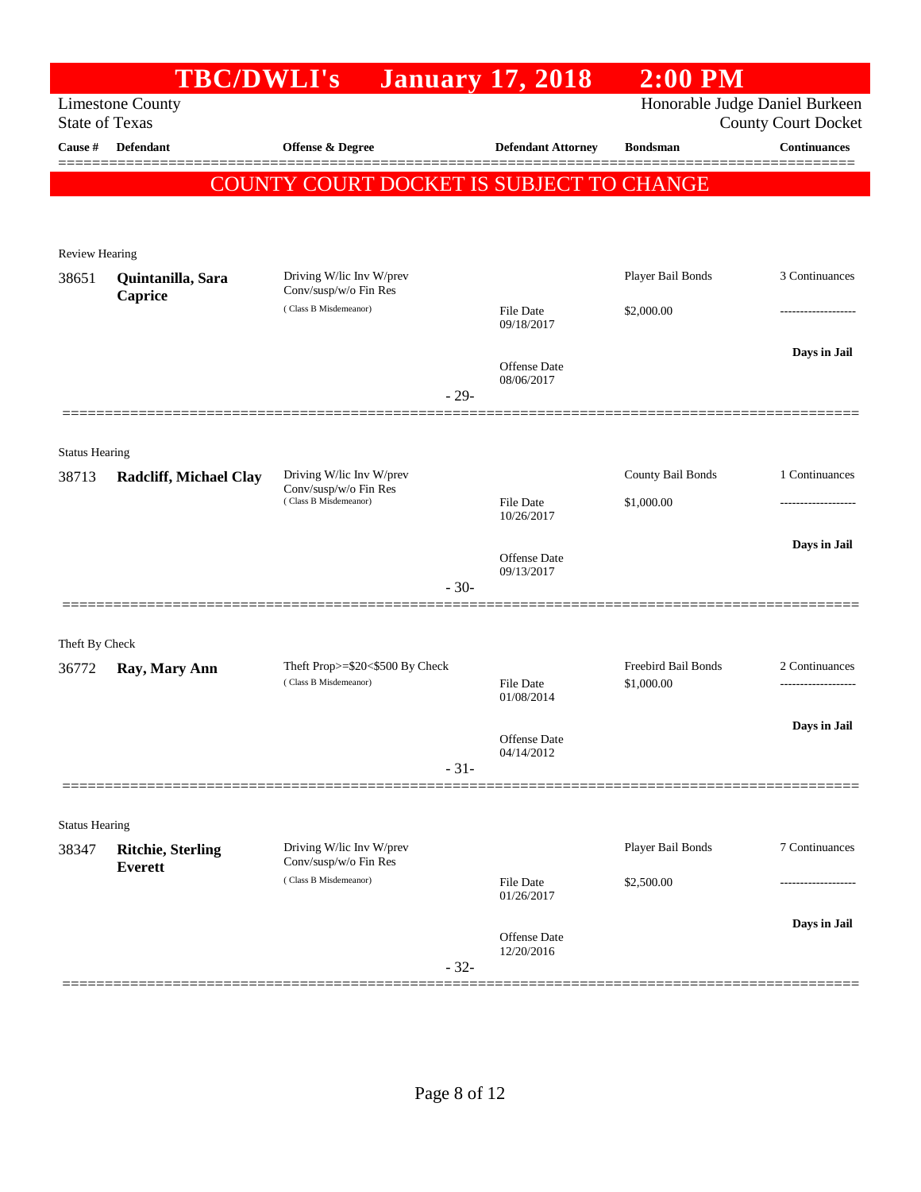# TBC/DWLI's January 17, 2018 2:00 PM

Limestone County
State of Texas

Honorable Judge Daniel Burkeen
County Court Docket

| Cause # | Defendant | Offense & Degree | Defendant Attorney | Bondsman | Continuances |
|---|---|---|---|---|---|

## COUNTY COURT DOCKET IS SUBJECT TO CHANGE

Review Hearing

| Cause # | Defendant | Offense & Degree | Defendant Attorney | Bondsman | Continuances |
|---|---|---|---|---|---|
| 38651 | **Quintanilla, Sara Caprice** | Driving W/lic Inv W/prev Conv/susp/w/o Fin Res (Class B Misdemeanor) | File Date 09/18/2017 | Player Bail Bonds $2,000.00 | 3 Continuances |
| | | | Offense Date 08/06/2017 | | Days in Jail |

- 29-

Status Hearing

| Cause # | Defendant | Offense & Degree | Defendant Attorney | Bondsman | Continuances |
|---|---|---|---|---|---|
| 38713 | **Radcliff, Michael Clay** | Driving W/lic Inv W/prev Conv/susp/w/o Fin Res (Class B Misdemeanor) | File Date 10/26/2017 | County Bail Bonds $1,000.00 | 1 Continuances |
| | | | Offense Date 09/13/2017 | | Days in Jail |

- 30-

Theft By Check

| Cause # | Defendant | Offense & Degree | Defendant Attorney | Bondsman | Continuances |
|---|---|---|---|---|---|
| 36772 | **Ray, Mary Ann** | Theft Prop>=$20<$500 By Check (Class B Misdemeanor) | File Date 01/08/2014 | Freebird Bail Bonds $1,000.00 | 2 Continuances |
| | | | Offense Date 04/14/2012 | | Days in Jail |

- 31-

Status Hearing

| Cause # | Defendant | Offense & Degree | Defendant Attorney | Bondsman | Continuances |
|---|---|---|---|---|---|
| 38347 | **Ritchie, Sterling Everett** | Driving W/lic Inv W/prev Conv/susp/w/o Fin Res (Class B Misdemeanor) | File Date 01/26/2017 | Player Bail Bonds $2,500.00 | 7 Continuances |
| | | | Offense Date 12/20/2016 | | Days in Jail |

- 32-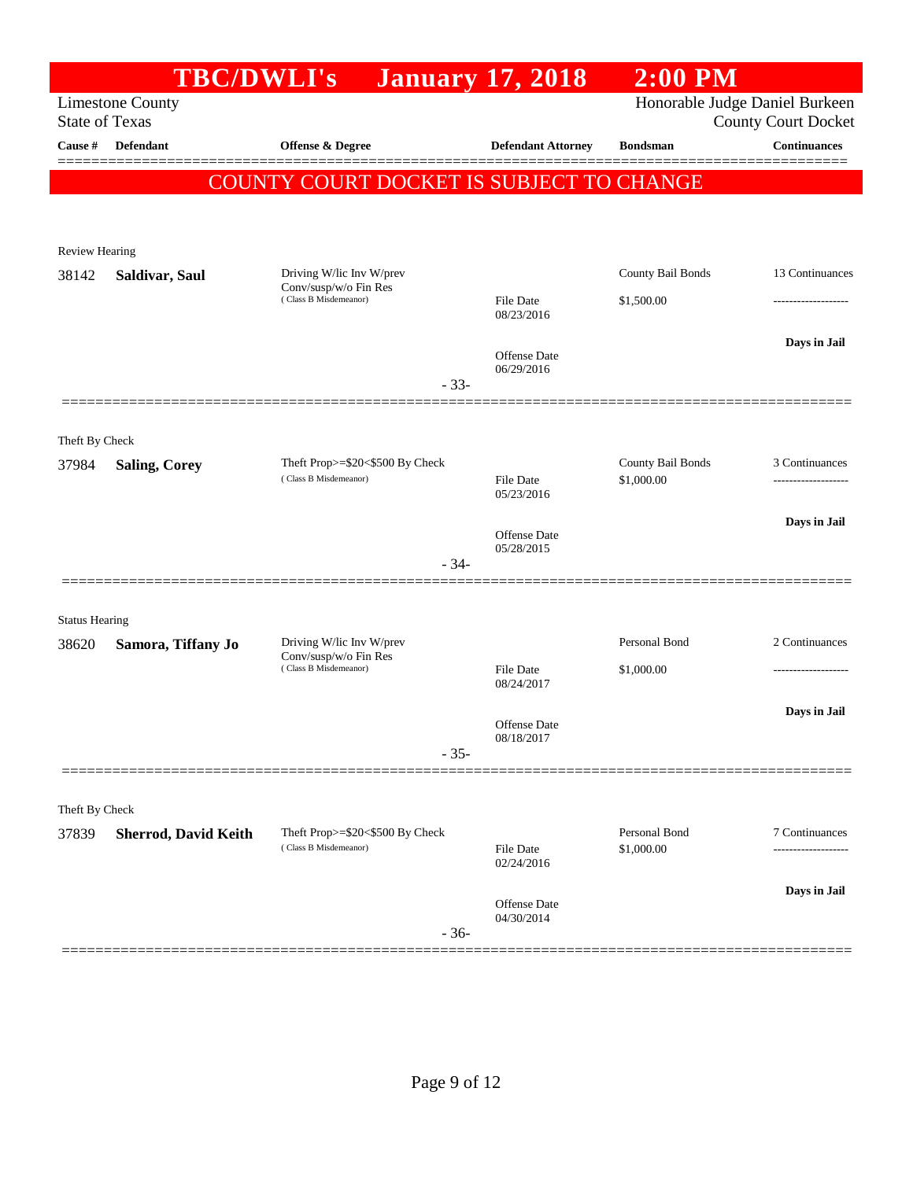# TBC/DWLI's January 17, 2018 2:00 PM

Limestone County
State of Texas

Honorable Judge Daniel Burkeen
County Court Docket

| Cause # | Defendant | Offense & Degree | Defendant Attorney | Bondsman | Continuances |
|---|---|---|---|---|---|

**COUNTY COURT DOCKET IS SUBJECT TO CHANGE**

Review Hearing

| Cause # | Defendant | Offense & Degree | Defendant Attorney | Bondsman | Continuances |
|---|---|---|---|---|---|
| 38142 | **Saldivar, Saul** | Driving W/lic Inv W/prev Conv/susp/w/o Fin Res (Class B Misdemeanor) | File Date 08/23/2016<br>Offense Date 06/29/2016 | County Bail Bonds<br>$1,500.00 | 13 Continuances<br>-------------------<br>**Days in Jail** |

- 33-

Theft By Check

| Cause # | Defendant | Offense & Degree | Defendant Attorney | Bondsman | Continuances |
|---|---|---|---|---|---|
| 37984 | **Saling, Corey** | Theft Prop>=$20<$500 By Check (Class B Misdemeanor) | File Date 05/23/2016<br>Offense Date 05/28/2015 | County Bail Bonds<br>$1,000.00 | 3 Continuances<br>-------------------<br>**Days in Jail** |

- 34-

Status Hearing

| Cause # | Defendant | Offense & Degree | Defendant Attorney | Bondsman | Continuances |
|---|---|---|---|---|---|
| 38620 | **Samora, Tiffany Jo** | Driving W/lic Inv W/prev Conv/susp/w/o Fin Res (Class B Misdemeanor) | File Date 08/24/2017<br>Offense Date 08/18/2017 | Personal Bond<br>$1,000.00 | 2 Continuances<br>-------------------<br>**Days in Jail** |

- 35-

Theft By Check

| Cause # | Defendant | Offense & Degree | Defendant Attorney | Bondsman | Continuances |
|---|---|---|---|---|---|
| 37839 | **Sherrod, David Keith** | Theft Prop>=$20<$500 By Check (Class B Misdemeanor) | File Date 02/24/2016<br>Offense Date 04/30/2014 | Personal Bond<br>$1,000.00 | 7 Continuances<br>-------------------<br>**Days in Jail** |

- 36-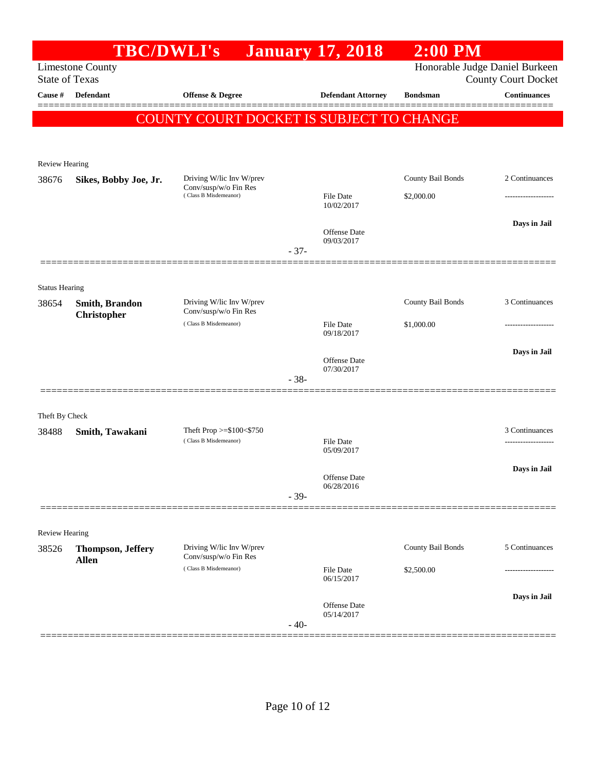# TBC/DWLI's January 17, 2018 2:00 PM

Limestone County
State of Texas

Honorable Judge Daniel Burkeen
County Court Docket

**COUNTY COURT DOCKET IS SUBJECT TO CHANGE**

| Cause # | Defendant | Offense & Degree | Defendant Attorney | Bondsman | Continuances |
|---|---|---|---|---|---|
| Review Hearing | | | | | |
| 38676 | **Sikes, Bobby Joe, Jr.** | Driving W/lic Inv W/prev Conv/susp/w/o Fin Res (Class B Misdemeanor) | File Date 10/02/2017<br>Offense Date 09/03/2017 | County Bail Bonds<br>$2,000.00 | 2 Continuances<br>-------------------<br>**Days in Jail** |
| | | | - 37- | | |
| Status Hearing | | | | | |
| 38654 | **Smith, Brandon Christopher** | Driving W/lic Inv W/prev Conv/susp/w/o Fin Res (Class B Misdemeanor) | File Date 09/18/2017<br>Offense Date 07/30/2017 | County Bail Bonds<br>$1,000.00 | 3 Continuances<br>-------------------<br>**Days in Jail** |
| | | | - 38- | | |
| Theft By Check | | | | | |
| 38488 | **Smith, Tawakani** | Theft Prop >=$100<$750 (Class B Misdemeanor) | File Date 05/09/2017<br>Offense Date 06/28/2016 | | 3 Continuances<br>-------------------<br>**Days in Jail** |
| | | | - 39- | | |
| Review Hearing | | | | | |
| 38526 | **Thompson, Jeffery Allen** | Driving W/lic Inv W/prev Conv/susp/w/o Fin Res (Class B Misdemeanor) | File Date 06/15/2017<br>Offense Date 05/14/2017 | County Bail Bonds<br>$2,500.00 | 5 Continuances<br>-------------------<br>**Days in Jail** |
| | | | - 40- | | |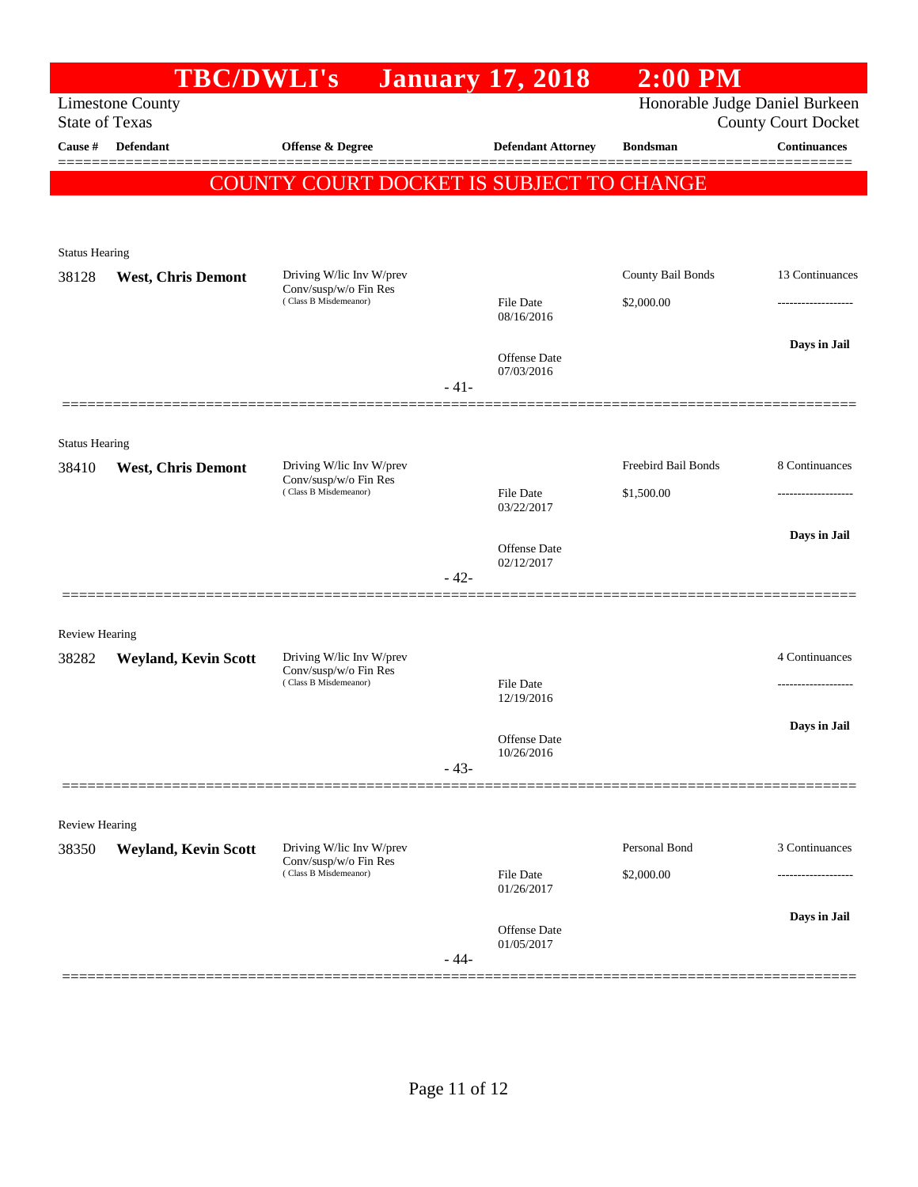# TBC/DWLI's January 17, 2018 2:00 PM

Limestone County
State of Texas

Honorable Judge Daniel Burkeen
County Court Docket

| Cause # | Defendant | Offense & Degree | | Defendant Attorney | Bondsman | Continuances |
|---|---|---|---|---|---|---|

**COUNTY COURT DOCKET IS SUBJECT TO CHANGE**

Status Hearing

| Cause # | Defendant | Offense & Degree | | Defendant Attorney | Bondsman | Continuances |
|---|---|---|---|---|---|---|
| 38128 | **West, Chris Demont** | Driving W/lic Inv W/prev Conv/susp/w/o Fin Res (Class B Misdemeanor) | | | County Bail Bonds | 13 Continuances |
| | | | | File Date 08/16/2016 | $2,000.00 | ------------------- |
| | | | | | | **Days in Jail** |
| | | | - 41- | Offense Date 07/03/2016 | | |

Status Hearing

| Cause # | Defendant | Offense & Degree | | Defendant Attorney | Bondsman | Continuances |
|---|---|---|---|---|---|---|
| 38410 | **West, Chris Demont** | Driving W/lic Inv W/prev Conv/susp/w/o Fin Res (Class B Misdemeanor) | | | Freebird Bail Bonds | 8 Continuances |
| | | | | File Date 03/22/2017 | $1,500.00 | ------------------- |
| | | | | | | **Days in Jail** |
| | | | - 42- | Offense Date 02/12/2017 | | |

Review Hearing

| Cause # | Defendant | Offense & Degree | | Defendant Attorney | Bondsman | Continuances |
|---|---|---|---|---|---|---|
| 38282 | **Weyland, Kevin Scott** | Driving W/lic Inv W/prev Conv/susp/w/o Fin Res (Class B Misdemeanor) | | | | 4 Continuances |
| | | | | File Date 12/19/2016 | | ------------------- |
| | | | | | | **Days in Jail** |
| | | | - 43- | Offense Date 10/26/2016 | | |

Review Hearing

| Cause # | Defendant | Offense & Degree | | Defendant Attorney | Bondsman | Continuances |
|---|---|---|---|---|---|---|
| 38350 | **Weyland, Kevin Scott** | Driving W/lic Inv W/prev Conv/susp/w/o Fin Res (Class B Misdemeanor) | | | Personal Bond | 3 Continuances |
| | | | | File Date 01/26/2017 | $2,000.00 | ------------------- |
| | | | | | | **Days in Jail** |
| | | | - 44- | Offense Date 01/05/2017 | | |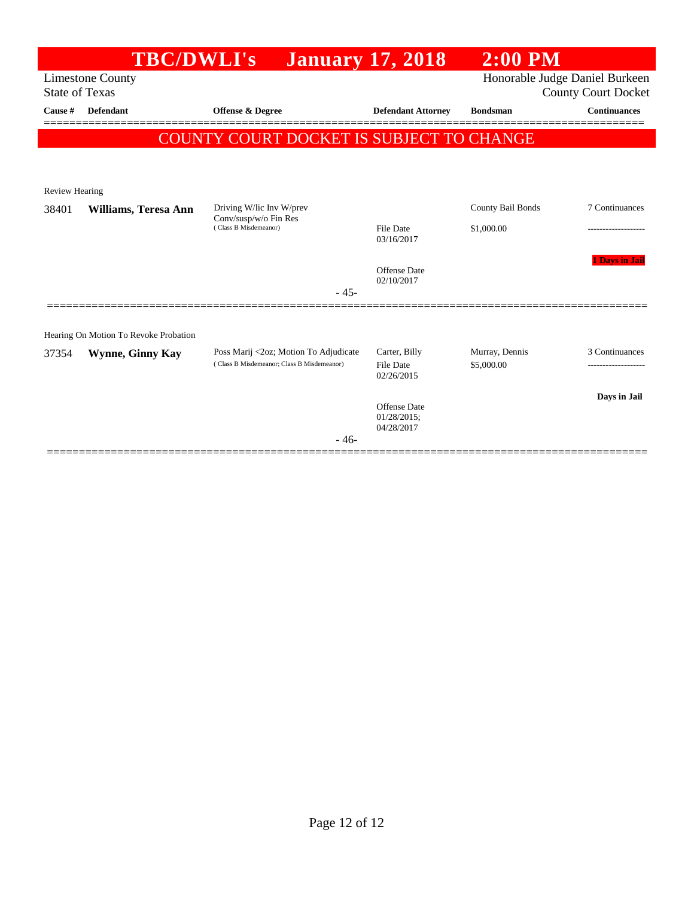# TBC/DWLI's January 17, 2018 2:00 PM

Limestone County
State of Texas

Honorable Judge Daniel Burkeen
County Court Docket

| Cause # | Defendant | Offense & Degree | Defendant Attorney | Bondsman | Continuances |
|---|---|---|---|---|---|

## COUNTY COURT DOCKET IS SUBJECT TO CHANGE

Review Hearing

| Cause # | Defendant | Offense & Degree | Defendant Attorney | Bondsman | Continuances |
|---|---|---|---|---|---|
| 38401 | **Williams, Teresa Ann** | Driving W/lic Inv W/prev Conv/susp/w/o Fin Res ( Class B Misdemeanor) | File Date 03/16/2017<br>Offense Date 02/10/2017 | County Bail Bonds<br>$1,000.00 | 7 Continuances<br>------------------<br>**1 Days in Jail** |

-45-

Hearing On Motion To Revoke Probation

| Cause # | Defendant | Offense & Degree | Defendant Attorney | Bondsman | Continuances |
|---|---|---|---|---|---|
| 37354 | **Wynne, Ginny Kay** | Poss Marij <2oz; Motion To Adjudicate ( Class B Misdemeanor; Class B Misdemeanor) | Carter, Billy<br>File Date 02/26/2015<br>Offense Date 01/28/2015; 04/28/2017 | Murray, Dennis<br>$5,000.00 | 3 Continuances<br>------------------<br>**Days in Jail** |

-46-